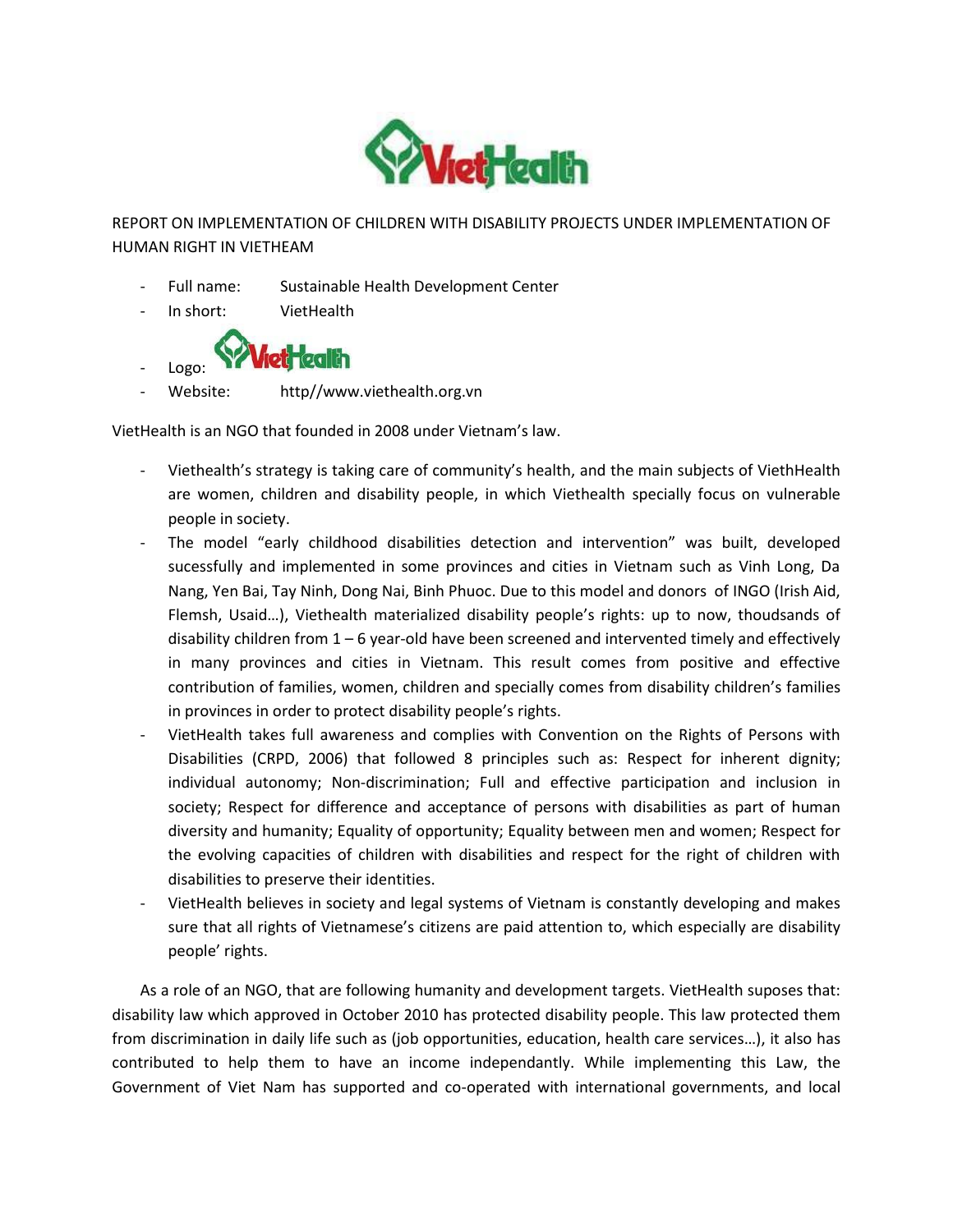REPORT ON IMPLEMENTATION OF CHILDREN WITH DISABILITY PROJECTS UNDER IMPLEMENTATION OF HUMAN RIGHT IN VIETHEAM

- Full name: Sustainable Health Development Center
- In short: VietHealth
- Logo:
- Website: http//www.viethealth.org.vn

VietHealth is an NGO that founded in 2008 under Vietnam's law.

- Viethealth's strategy is taking care of community's health, and the main subjects of ViethHealth are women, children and disability people, in which Viethealth specially focus on vulnerable people in society.
- The model "early childhood disabilities detection and intervention" was built, developed sucessfully and implemented in some provinces and cities in Vietnam such as Vinh Long, Da Nang, Yen Bai, Tay Ninh, Dong Nai, Binh Phuoc. Due to this model and donors of INGO (Irish Aid, Flemsh, Usaid…), Viethealth materialized disability people's rights: up to now, thoudsands of disability children from 1 – 6 year-old have been screened and intervented timely and effectively in many provinces and cities in Vietnam. This result comes from positive and effective contribution of families, women, children and specially comes from disability children's families in provinces in order to protect disability people's rights.
- VietHealth takes full awareness and complies with Convention on the Rights of Persons with Disabilities (CRPD, 2006) that followed 8 principles such as: Respect for inherent dignity; individual autonomy; Non-discrimination; Full and effective participation and inclusion in society; Respect for difference and acceptance of persons with disabilities as part of human diversity and humanity; Equality of opportunity; Equality between men and women; Respect for the evolving capacities of children with disabilities and respect for the right of children with disabilities to preserve their identities.
- VietHealth believes in society and legal systems of Vietnam is constantly developing and makes sure that all rights of Vietnamese's citizens are paid attention to, which especially are disability people' rights.

As a role of an NGO, that are following humanity and development targets. VietHealth suposes that: disability law which approved in October 2010 has protected disability people. This law protected them from discrimination in daily life such as (job opportunities, education, health care services…), it also has contributed to help them to have an income independantly. While implementing this Law, the Government of Viet Nam has supported and co-operated with international governments, and local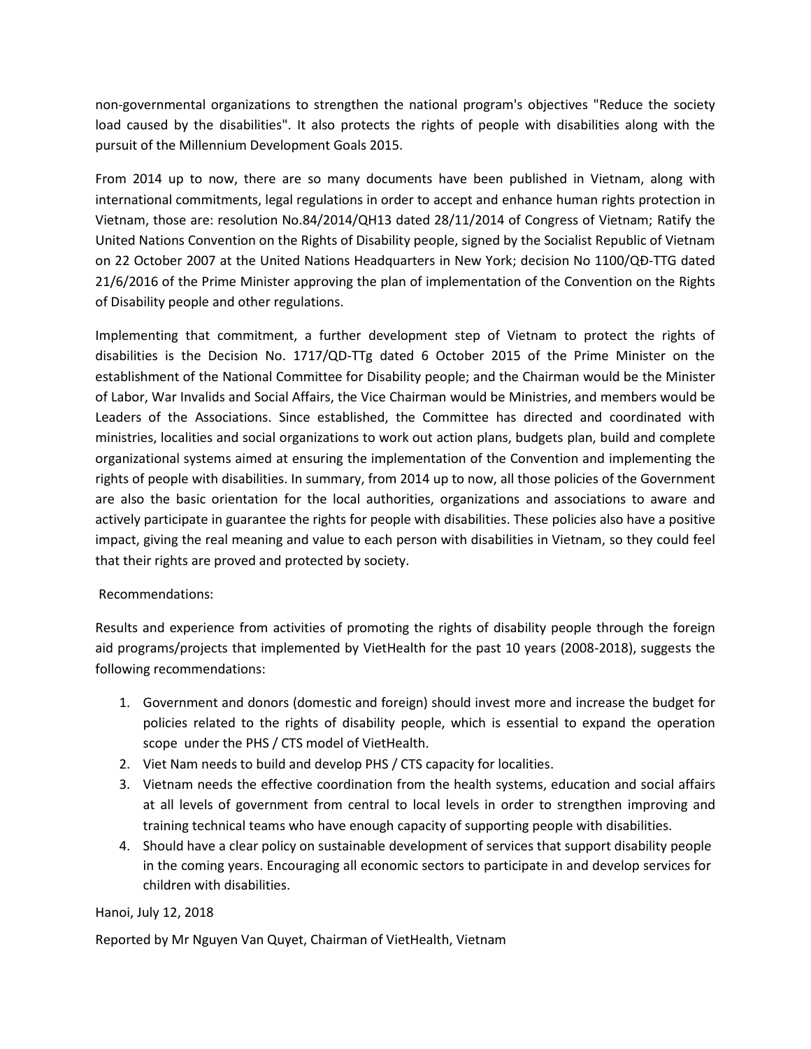non-governmental organizations to strengthen the national program's objectives "Reduce the society load caused by the disabilities". It also protects the rights of people with disabilities along with the pursuit of the Millennium Development Goals 2015.

From 2014 up to now, there are so many documents have been published in Vietnam, along with international commitments, legal regulations in order to accept and enhance human rights protection in Vietnam, those are: resolution No.84/2014/QH13 dated 28/11/2014 of Congress of Vietnam; Ratify the United Nations Convention on the Rights of Disability people, signed by the Socialist Republic of Vietnam on 22 October 2007 at the United Nations Headquarters in New York; decision No 1100/QĐ-TTG dated 21/6/2016 of the Prime Minister approving the plan of implementation of the Convention on the Rights of Disability people and other regulations.

Implementing that commitment, a further development step of Vietnam to protect the rights of disabilities is the Decision No. 1717/QD-TTg dated 6 October 2015 of the Prime Minister on the establishment of the National Committee for Disability people; and the Chairman would be the Minister of Labor, War Invalids and Social Affairs, the Vice Chairman would be Ministries, and members would be Leaders of the Associations. Since established, the Committee has directed and coordinated with ministries, localities and social organizations to work out action plans, budgets plan, build and complete organizational systems aimed at ensuring the implementation of the Convention and implementing the rights of people with disabilities. In summary, from 2014 up to now, all those policies of the Government are also the basic orientation for the local authorities, organizations and associations to aware and actively participate in guarantee the rights for people with disabilities. These policies also have a positive impact, giving the real meaning and value to each person with disabilities in Vietnam, so they could feel that their rights are proved and protected by society.

Recommendations:

Results and experience from activities of promoting the rights of disability people through the foreign aid programs/projects that implemented by VietHealth for the past 10 years (2008-2018), suggests the following recommendations:

1. Government and donors (domestic and foreign) should invest more and increase the budget for policies related to the rights of disability people, which is essential to expand the operation scope under the PHS / CTS model of VietHealth.
2. Viet Nam needs to build and develop PHS / CTS capacity for localities.
3. Vietnam needs the effective coordination from the health systems, education and social affairs at all levels of government from central to local levels in order to strengthen improving and training technical teams who have enough capacity of supporting people with disabilities.
4. Should have a clear policy on sustainable development of services that support disability people in the coming years. Encouraging all economic sectors to participate in and develop services for children with disabilities.

Hanoi, July 12, 2018

Reported by Mr Nguyen Van Quyet, Chairman of VietHealth, Vietnam